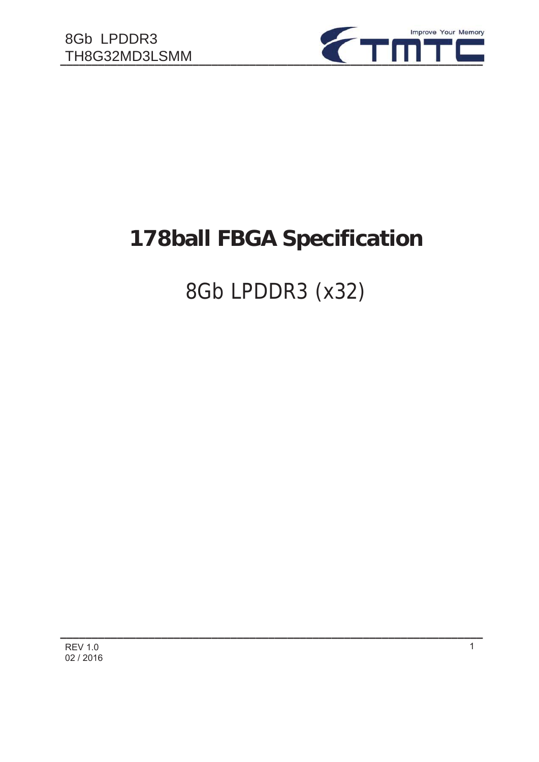# 178ball FBGA Specification

## 8Gb LPDDR3 (x32)

REV 1.0
02 / 2016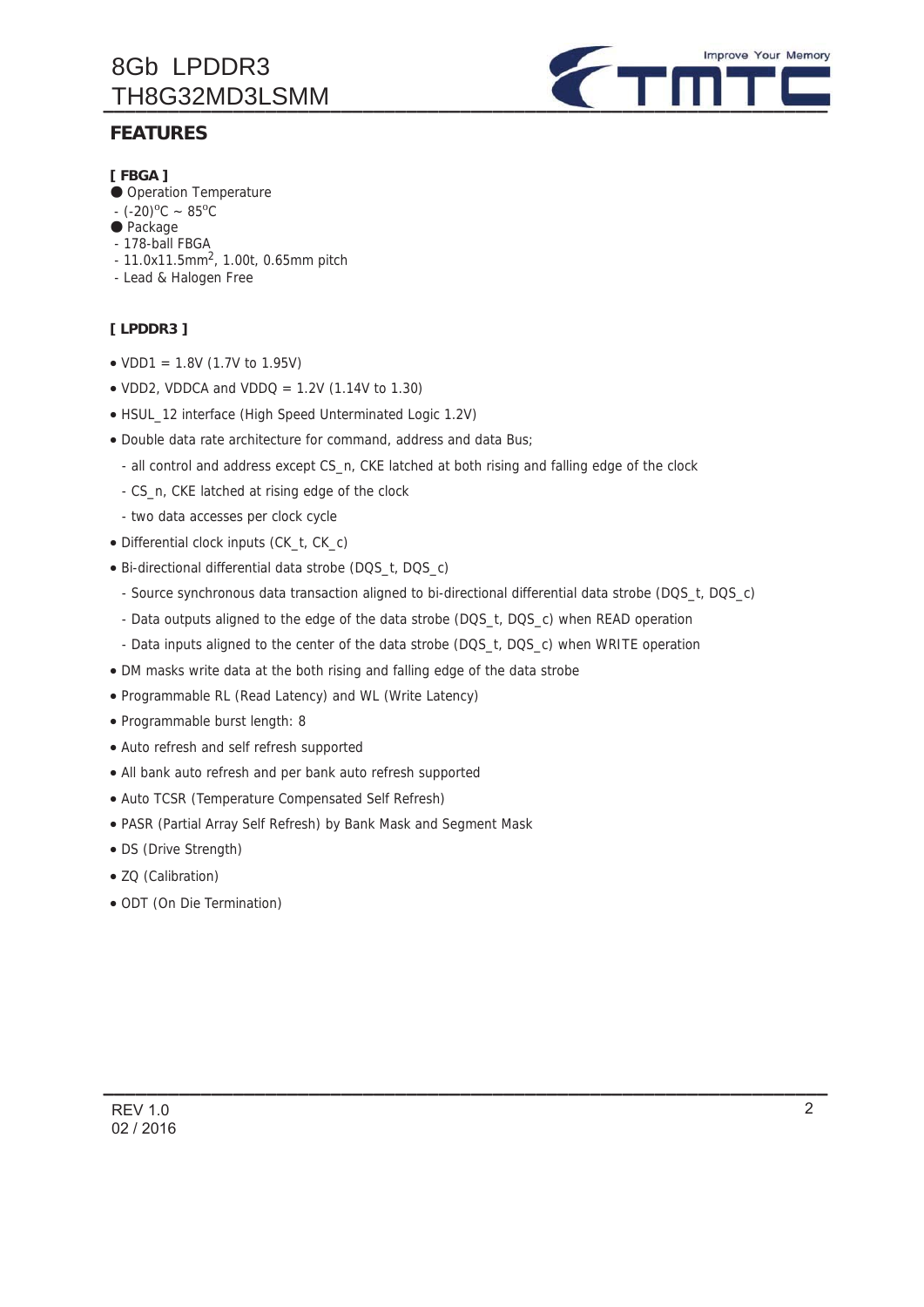## FEATURES

**[ FBGA ]**

- Operation Temperature
  - (-20)$^{o}$C ~ 85$^{o}$C
- Package
  - 178-ball FBGA
  - 11.0x11.5mm$^2$, 1.00t, 0.65mm pitch
  - Lead & Halogen Free

**[ LPDDR3 ]**

- VDD1 = 1.8V (1.7V to 1.95V)
- VDD2, VDDCA and VDDQ = 1.2V (1.14V to 1.30)
- HSUL_12 interface (High Speed Unterminated Logic 1.2V)
- Double data rate architecture for command, address and data Bus;
  - all control and address except CS_n, CKE latched at both rising and falling edge of the clock
  - CS_n, CKE latched at rising edge of the clock
  - two data accesses per clock cycle
- Differential clock inputs (CK_t, CK_c)
- Bi-directional differential data strobe (DQS_t, DQS_c)
  - Source synchronous data transaction aligned to bi-directional differential data strobe (DQS_t, DQS_c)
  - Data outputs aligned to the edge of the data strobe (DQS_t, DQS_c) when READ operation
  - Data inputs aligned to the center of the data strobe (DQS_t, DQS_c) when WRITE operation
- DM masks write data at the both rising and falling edge of the data strobe
- Programmable RL (Read Latency) and WL (Write Latency)
- Programmable burst length: 8
- Auto refresh and self refresh supported
- All bank auto refresh and per bank auto refresh supported
- Auto TCSR (Temperature Compensated Self Refresh)
- PASR (Partial Array Self Refresh) by Bank Mask and Segment Mask
- DS (Drive Strength)
- ZQ (Calibration)
- ODT (On Die Termination)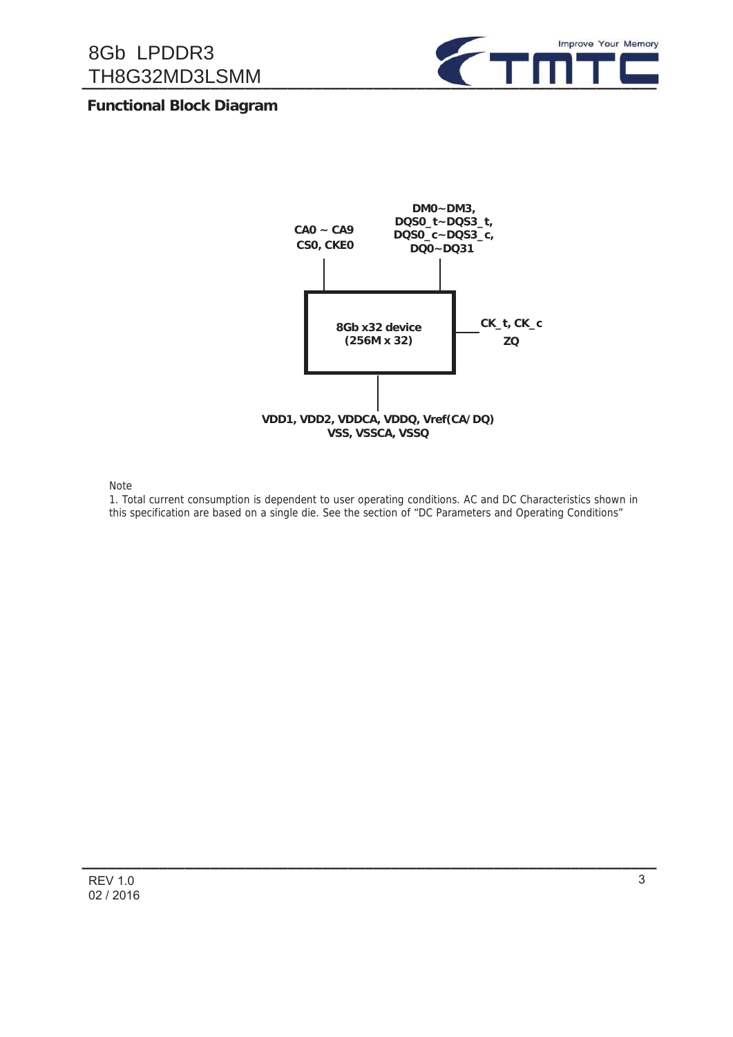## Functional Block Document

## Functional Block Diagram

CA0 ~ CA9
CS0, CKE0

DM0~DM3,
DQS0_t~DQS3_t,
DQS0_c~DQS3_c,
DQ0~DQ31

8Gb x32 device
(256M x 32)

CK_t, CK_c
ZQ

VDD1, VDD2, VDDCA, VDDQ, Vref(CA/DQ)
VSS, VSSCA, VSSQ

Note

1. Total current consumption is dependent to user operating conditions. AC and DC Characteristics shown in this specification are based on a single die. See the section of "DC Parameters and Operating Conditions"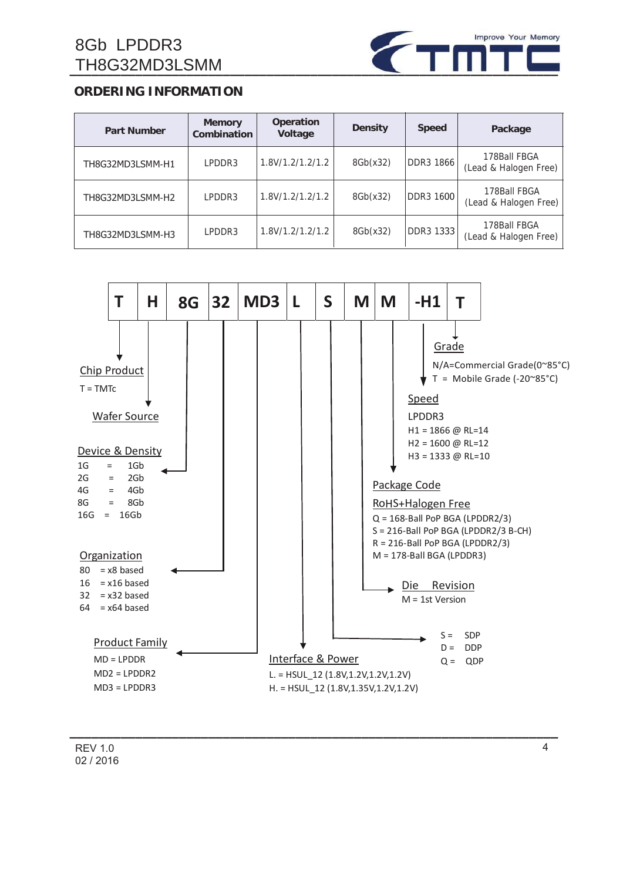## ORDERING INFORMATION

| Part Number | Memory Combination | Operation Voltage | Density | Speed | Package |
|---|---|---|---|---|---|
| TH8G32MD3LSMM-H1 | LPDDR3 | 1.8V/1.2/1.2/1.2 | 8Gb(x32) | DDR3 1866 | 178Ball FBGA (Lead & Halogen Free) |
| TH8G32MD3LSMM-H2 | LPDDR3 | 1.8V/1.2/1.2/1.2 | 8Gb(x32) | DDR3 1600 | 178Ball FBGA (Lead & Halogen Free) |
| TH8G32MD3LSMM-H3 | LPDDR3 | 1.8V/1.2/1.2/1.2 | 8Gb(x32) | DDR3 1333 | 178Ball FBGA (Lead & Halogen Free) |

| T | H | 8G | 32 | MD3 | L | S | M | M | -H1 | T |
|---|---|---|---|---|---|---|---|---|---|---|

**Chip Product**

T = TMTc

**Wafer Source**

**Device & Density**

- 1G = 1Gb
- 2G = 2Gb
- 4G = 4Gb
- 8G = 8Gb
- 16G = 16Gb

**Organization**

- 80 = x8 based
- 16 = x16 based
- 32 = x32 based
- 64 = x64 based

**Product Family**

- MD = LPDDR
- MD2 = LPDDR2
- MD3 = LPDDR3

**Interface & Power**

- L. = HSUL_12 (1.8V,1.2V,1.2V,1.2V)
- H. = HSUL_12 (1.8V,1.35V,1.2V,1.2V)

- S = SDP
- D = DDP
- Q = QDP

**Die Revision**

M = 1st Version

**Package Code**

**RoHS+Halogen Free**

- Q = 168-Ball PoP BGA (LPDDR2/3)
- S = 216-Ball PoP BGA (LPDDR2/3 B-CH)
- R = 216-Ball PoP BGA (LPDDR2/3)
- M = 178-Ball BGA (LPDDR3)

**Speed**

LPDDR3

- H1 = 1866 @ RL=14
- H2 = 1600 @ RL=12
- H3 = 1333 @ RL=10

**Grade**

- N/A=Commercial Grade(0~85°C)
- T = Mobile Grade (-20~85°C)

REV 1.0
02 / 2016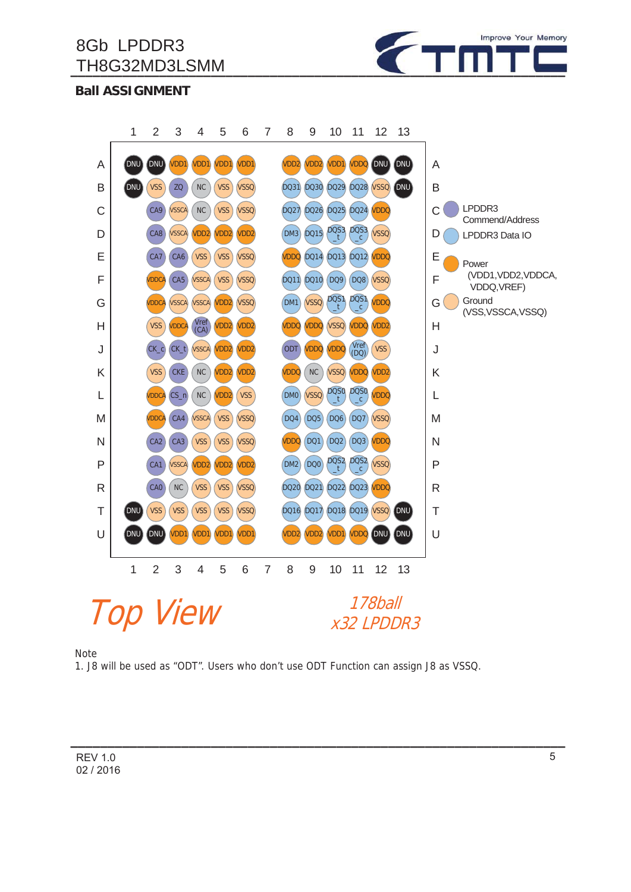8Gb LPDDR3
TH8G32MD3LSMM

## Ball ASSIGNMENT

| | 1 | 2 | 3 | 4 | 5 | 6 | 7 | 8 | 9 | 10 | 11 | 12 | 13 |
|---|---|---|---|---|---|---|---|---|---|---|---|---|---|
| A | DNU | DNU | VDD1 | VDD1 | VDD1 | VDD1 | | VDD2 | VDD2 | VDD1 | VDDQ | DNU | DNU |
| B | DNU | VSS | ZQ | NC | VSS | VSSQ | | DQ31 | DQ30 | DQ29 | DQ28 | VSSQ | DNU |
| C | | CA9 | VSSCA | NC | VSS | VSSQ | | DQ27 | DQ26 | DQ25 | DQ24 | VDDQ | |
| D | | CA8 | VSSCA | VDD2 | VDD2 | VDD2 | | DM3 | DQ15 | DQS3_t | DQS3_c | VSSQ | |
| E | | CA7 | CA6 | VSS | VSS | VSSQ | | VDDQ | DQ14 | DQ13 | DQ12 | VDDQ | |
| F | | VDDCA | CA5 | VSSCA | VSS | VSSQ | | DQ11 | DQ10 | DQ9 | DQ8 | VSSQ | |
| G | | VDDCA | VSSCA | VSSCA | VDD2 | VSSQ | | DM1 | VSSQ | DQS1_t | DQS1_c | VDDQ | |
| H | | VSS | VDDCA | Vref (CA) | VDD2 | VDD2 | | VDDQ | VDDQ | VSSQ | VDDQ | VDD2 | |
| J | | CK_c | CK_t | VSSCA | VDD2 | VDD2 | | ODT | VDDQ | VDDQ | Vref (DQ) | VSS | |
| K | | VSS | CKE | NC | VDD2 | VDD2 | | VDDQ | NC | VSSQ | VDDQ | VDD2 | |
| L | | VDDCA | CS_n | NC | VDD2 | VSS | | DM0 | VSSQ | DQS0_t | DQS0_c | VDDQ | |
| M | | VDDCA | CA4 | VSSCA | VSS | VSSQ | | DQ4 | DQ5 | DQ6 | DQ7 | VSSQ | |
| N | | CA2 | CA3 | VSS | VSS | VSSQ | | VDDQ | DQ1 | DQ2 | DQ3 | VDDQ | |
| P | | CA1 | VSSCA | VDD2 | VDD2 | VDD2 | | DM2 | DQ0 | DQS2_t | DQS2_c | VSSQ | |
| R | | CA0 | NC | VSS | VSS | VSSQ | | DQ20 | DQ21 | DQ22 | DQ23 | VDDQ | |
| T | DNU | VSS | VSS | VSS | VSS | VSSQ | | DQ16 | DQ17 | DQ18 | DQ19 | VSSQ | DNU |
| U | DNU | DNU | VDD1 | VDD1 | VDD1 | VDD1 | | VDD2 | VDD2 | VDD1 | VDDQ | DNU | DNU |

Legend:
- LPDDR3 Commend/Address
- LPDDR3 Data IO
- Power (VDD1,VDD2,VDDCA, VDDQ,VREF)
- Ground (VSS,VSSCA,VSSQ)

*Top View*

*178ball x32 LPDDR3*

Note
1. J8 will be used as "ODT". Users who don't use ODT Function can assign J8 as VSSQ.

REV 1.0
02 / 2016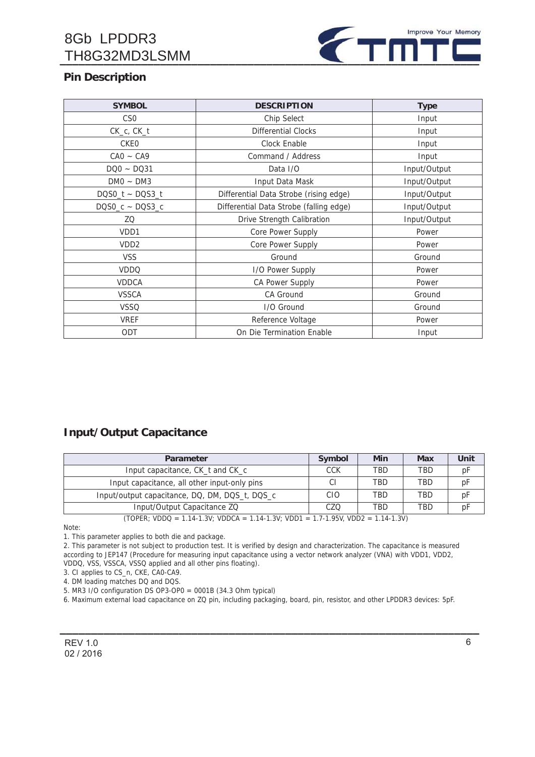## Pin Description

| SYMBOL | DESCRIPTION | Type |
|---|---|---|
| CS0 | Chip Select | Input |
| CK_c, CK_t | Differential Clocks | Input |
| CKE0 | Clock Enable | Input |
| CA0 ~ CA9 | Command / Address | Input |
| DQ0 ~ DQ31 | Data I/O | Input/Output |
| DM0 ~ DM3 | Input Data Mask | Input/Output |
| DQS0_t ~ DQS3_t | Differential Data Strobe (rising edge) | Input/Output |
| DQS0_c ~ DQS3_c | Differential Data Strobe (falling edge) | Input/Output |
| ZQ | Drive Strength Calibration | Input/Output |
| VDD1 | Core Power Supply | Power |
| VDD2 | Core Power Supply | Power |
| VSS | Ground | Ground |
| VDDQ | I/O Power Supply | Power |
| VDDCA | CA Power Supply | Power |
| VSSCA | CA Ground | Ground |
| VSSQ | I/O Ground | Ground |
| VREF | Reference Voltage | Power |
| ODT | On Die Termination Enable | Input |

## Input/Output Capacitance

| Parameter | Symbol | Min | Max | Unit |
|---|---|---|---|---|
| Input capacitance, CK_t and CK_c | CCK | TBD | TBD | pF |
| Input capacitance, all other input-only pins | CI | TBD | TBD | pF |
| Input/output capacitance, DQ, DM, DQS_t, DQS_c | CIO | TBD | TBD | pF |
| Input/Output Capacitance ZQ | CZQ | TBD | TBD | pF |

(TOPER; VDDQ = 1.14-1.3V; VDDCA = 1.14-1.3V; VDD1 = 1.7-1.95V, VDD2 = 1.14-1.3V)

Note:

1. This parameter applies to both die and package.
2. This parameter is not subject to production test. It is verified by design and characterization. The capacitance is measured according to JEP147 (Procedure for measuring input capacitance using a vector network analyzer (VNA) with VDD1, VDD2, VDDQ, VSS, VSSCA, VSSQ applied and all other pins floating).
3. CI applies to CS_n, CKE, CA0-CA9.
4. DM loading matches DQ and DQS.
5. MR3 I/O configuration DS OP3-OP0 = 0001B (34.3 Ohm typical)
6. Maximum external load capacitance on ZQ pin, including packaging, board, pin, resistor, and other LPDDR3 devices: 5pF.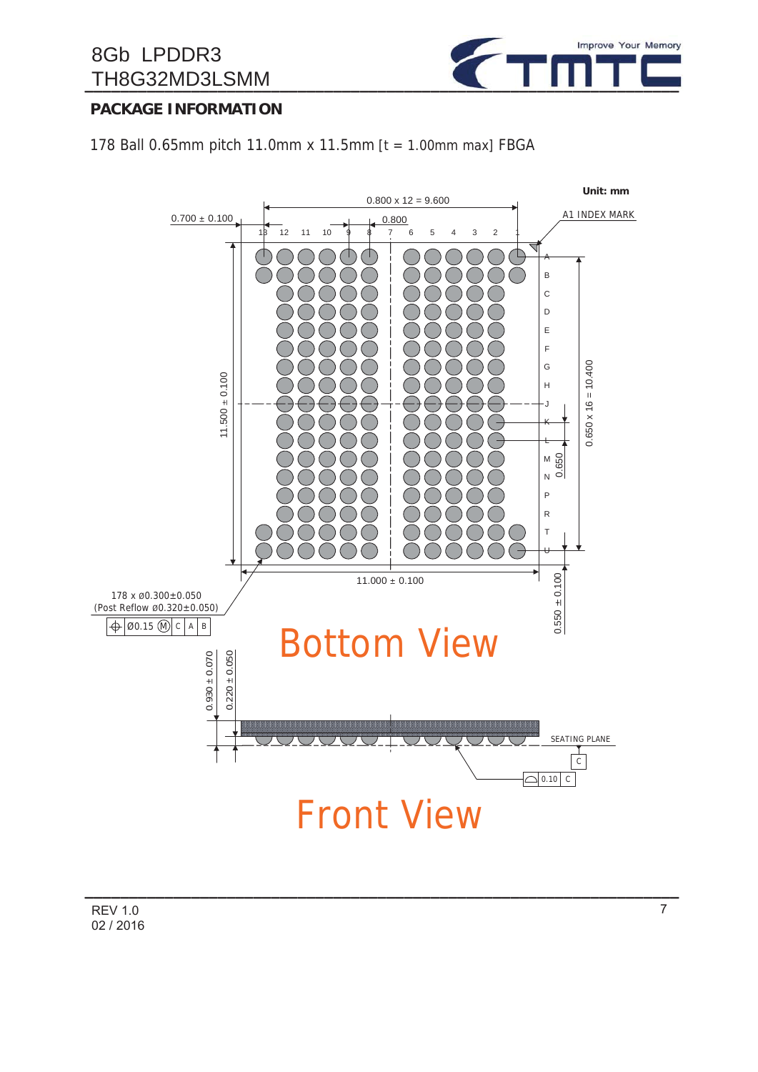## PACKAGE INFORMATION

178 Ball 0.65mm pitch 11.0mm x 11.5mm [t = 1.00mm max] FBGA

Unit: mm

0.800 x 12 = 9.600

0.700 ± 0.100

0.800

A1 INDEX MARK

13 12 11 10 9 8 7 6 5 4 3 2 1

A B C D E F G H J K L M N P R T U

11.500 ± 0.100

0.650 x 16 = 10.400

0.650

11.000 ± 0.100

0.550 ± 0.100

178 x ø0.300±0.050
(Post Reflow ø0.320±0.050)

⌖ Ø0.15 Ⓜ C A B

Bottom View

0.930 ± 0.070

0.220 ± 0.050

SEATING PLANE

C

⌓ 0.10 C

Front View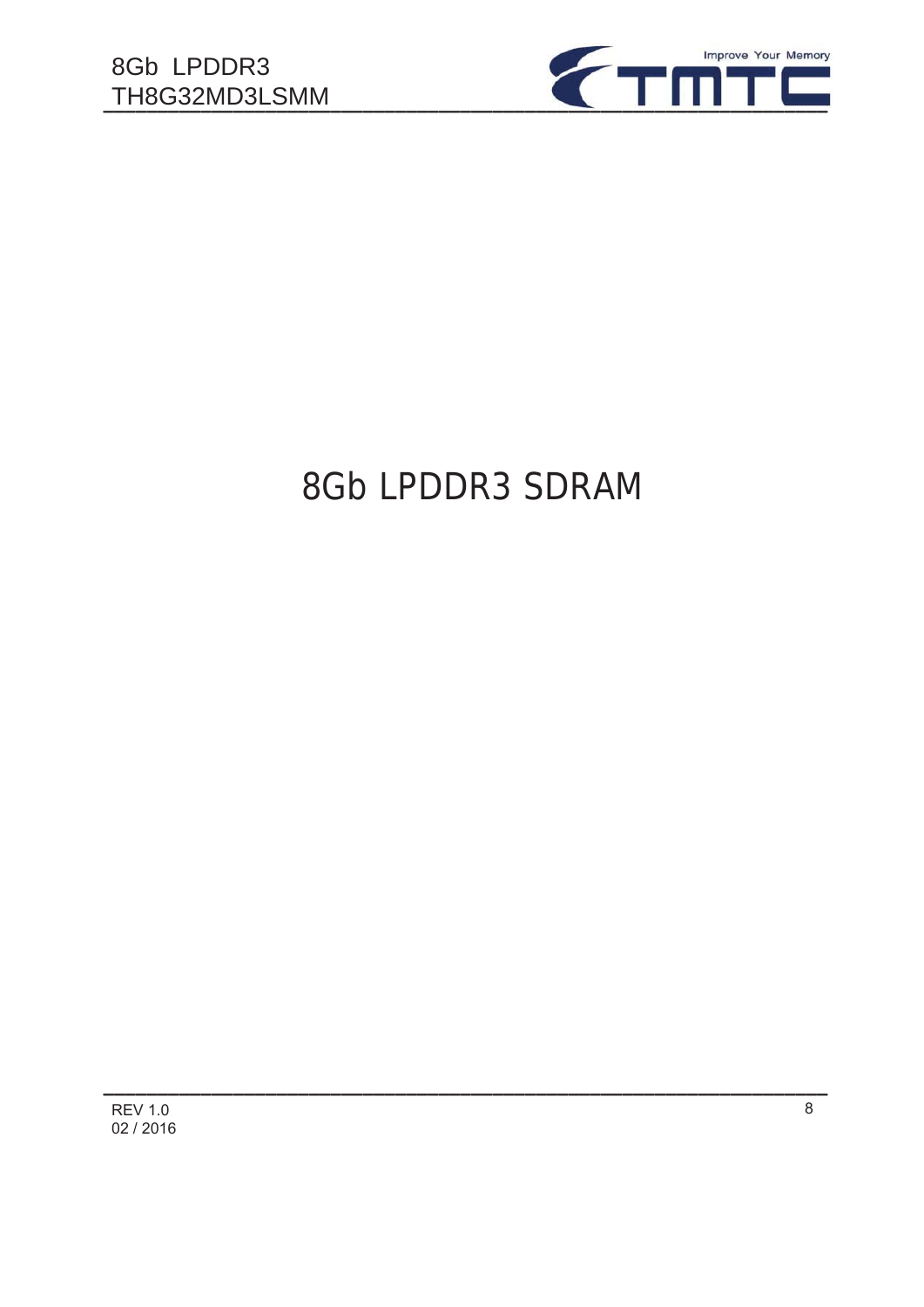# 8Gb LPDDR3 SDRAM